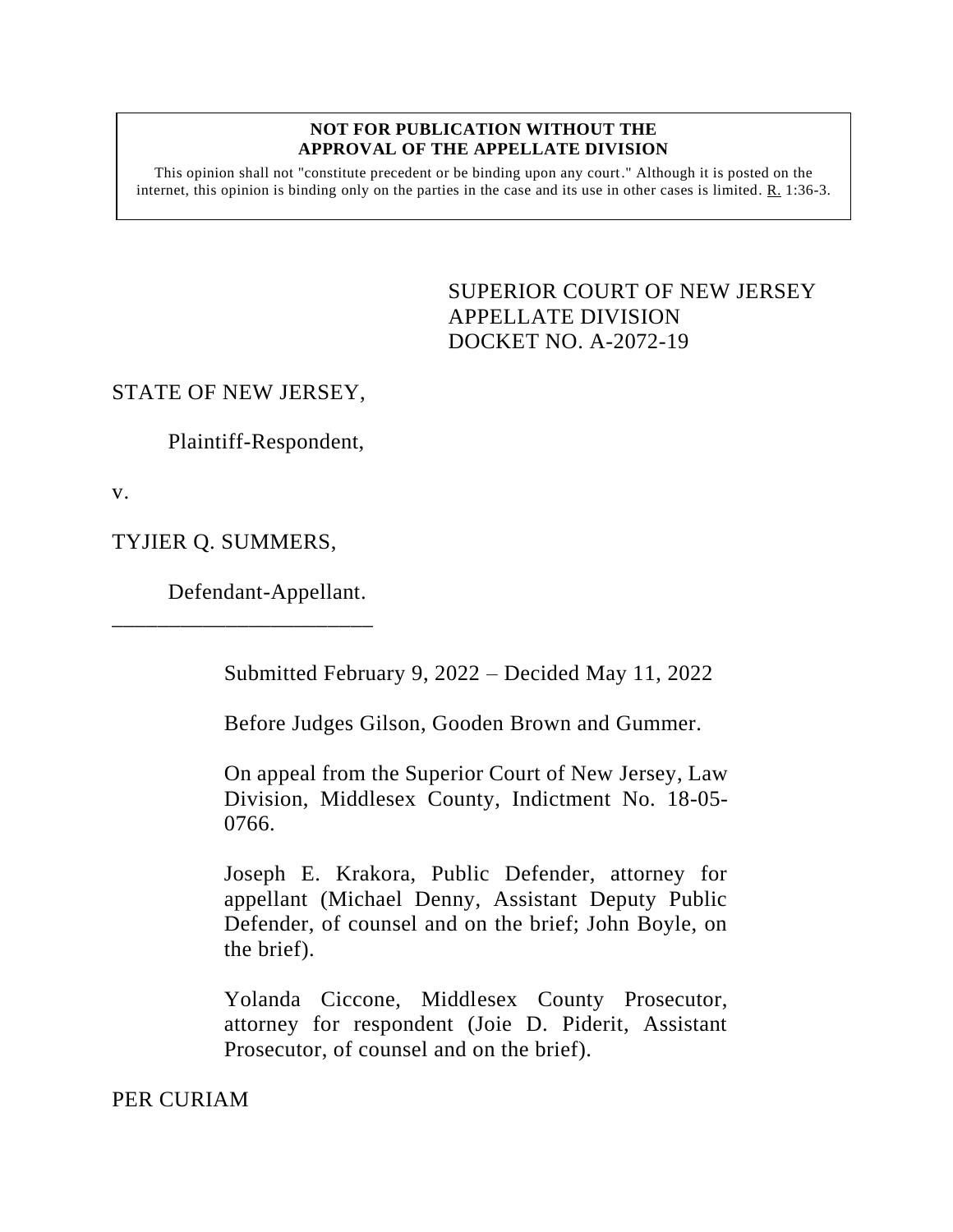**NOT FOR PUBLICATION WITHOUT THE APPROVAL OF THE APPELLATE DIVISION**

This opinion shall not "constitute precedent or be binding upon any court." Although it is posted on the internet, this opinion is binding only on the parties in the case and its use in other cases is limited. R. 1:36-3.

SUPERIOR COURT OF NEW JERSEY
APPELLATE DIVISION
DOCKET NO. A-2072-19

STATE OF NEW JERSEY,

Plaintiff-Respondent,

v.

TYJIER Q. SUMMERS,

Defendant-Appellant.

\_\_\_\_\_\_\_\_\_\_\_\_\_\_\_\_\_\_\_\_\_\_\_\_

Submitted February 9, 2022 – Decided May 11, 2022

Before Judges Gilson, Gooden Brown and Gummer.

On appeal from the Superior Court of New Jersey, Law Division, Middlesex County, Indictment No. 18-05-0766.

Joseph E. Krakora, Public Defender, attorney for appellant (Michael Denny, Assistant Deputy Public Defender, of counsel and on the brief; John Boyle, on the brief).

Yolanda Ciccone, Middlesex County Prosecutor, attorney for respondent (Joie D. Piderit, Assistant Prosecutor, of counsel and on the brief).

PER CURIAM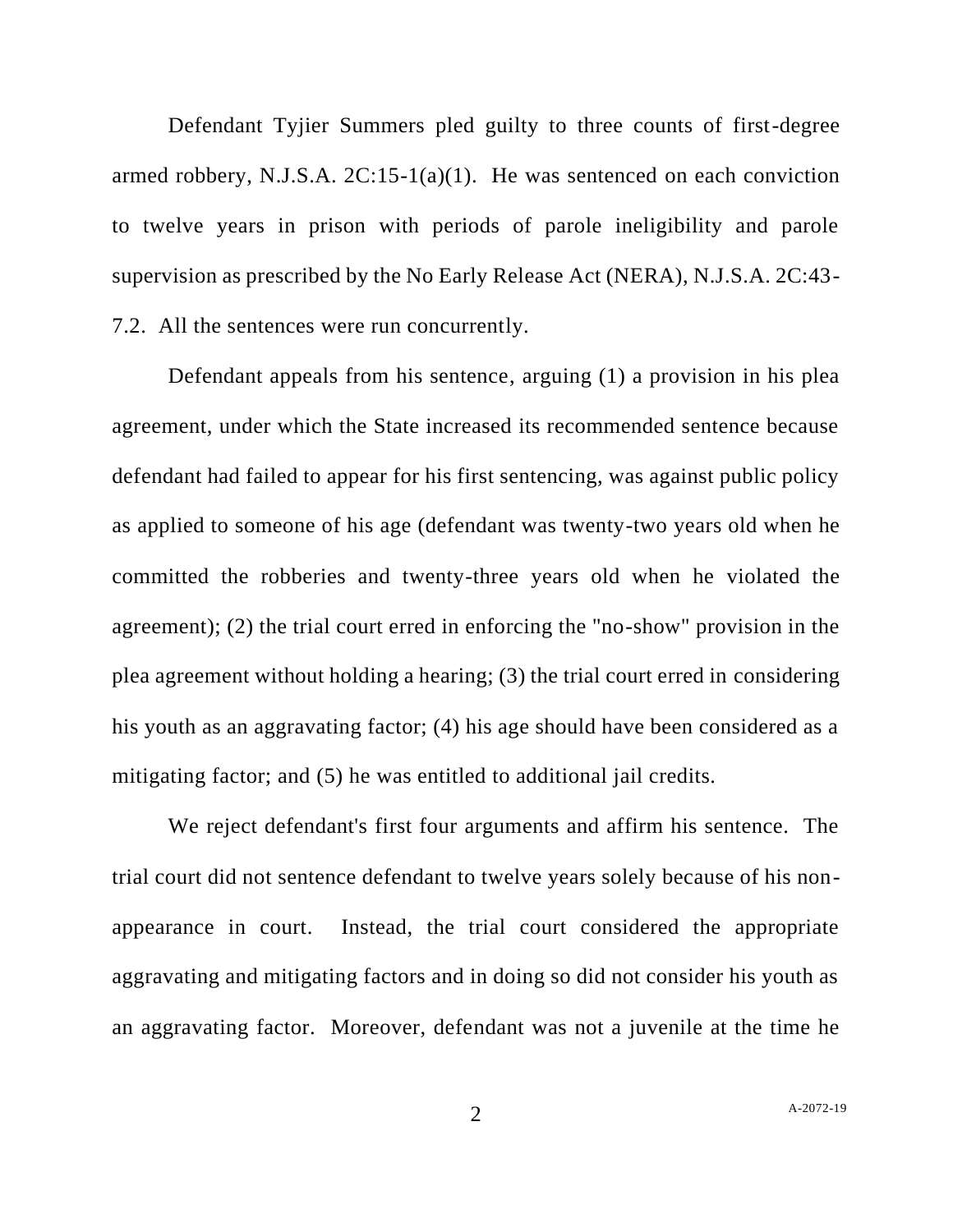Defendant Tyjier Summers pled guilty to three counts of first-degree armed robbery, N.J.S.A. 2C:15-1(a)(1). He was sentenced on each conviction to twelve years in prison with periods of parole ineligibility and parole supervision as prescribed by the No Early Release Act (NERA), N.J.S.A. 2C:43-7.2. All the sentences were run concurrently.

Defendant appeals from his sentence, arguing (1) a provision in his plea agreement, under which the State increased its recommended sentence because defendant had failed to appear for his first sentencing, was against public policy as applied to someone of his age (defendant was twenty-two years old when he committed the robberies and twenty-three years old when he violated the agreement); (2) the trial court erred in enforcing the "no-show" provision in the plea agreement without holding a hearing; (3) the trial court erred in considering his youth as an aggravating factor; (4) his age should have been considered as a mitigating factor; and (5) he was entitled to additional jail credits.

We reject defendant's first four arguments and affirm his sentence. The trial court did not sentence defendant to twelve years solely because of his non-appearance in court. Instead, the trial court considered the appropriate aggravating and mitigating factors and in doing so did not consider his youth as an aggravating factor. Moreover, defendant was not a juvenile at the time he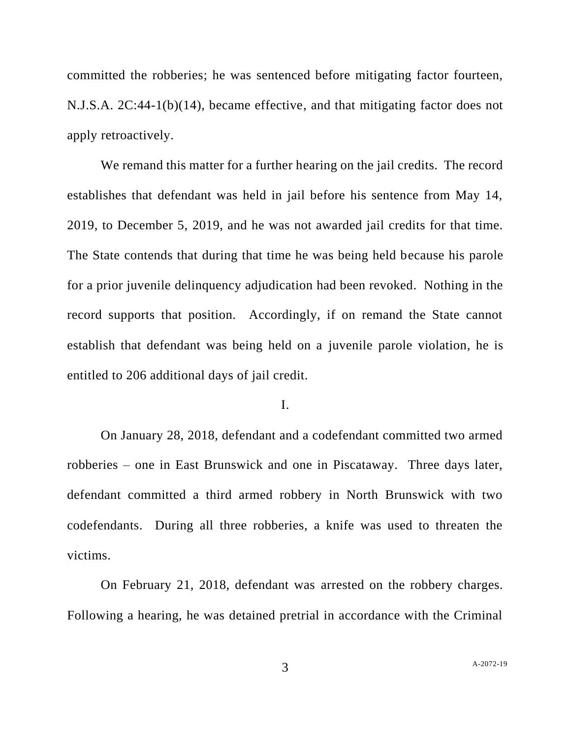committed the robberies; he was sentenced before mitigating factor fourteen, N.J.S.A. 2C:44-1(b)(14), became effective, and that mitigating factor does not apply retroactively.

We remand this matter for a further hearing on the jail credits. The record establishes that defendant was held in jail before his sentence from May 14, 2019, to December 5, 2019, and he was not awarded jail credits for that time. The State contends that during that time he was being held because his parole for a prior juvenile delinquency adjudication had been revoked. Nothing in the record supports that position. Accordingly, if on remand the State cannot establish that defendant was being held on a juvenile parole violation, he is entitled to 206 additional days of jail credit.

I.

On January 28, 2018, defendant and a codefendant committed two armed robberies – one in East Brunswick and one in Piscataway. Three days later, defendant committed a third armed robbery in North Brunswick with two codefendants. During all three robberies, a knife was used to threaten the victims.

On February 21, 2018, defendant was arrested on the robbery charges. Following a hearing, he was detained pretrial in accordance with the Criminal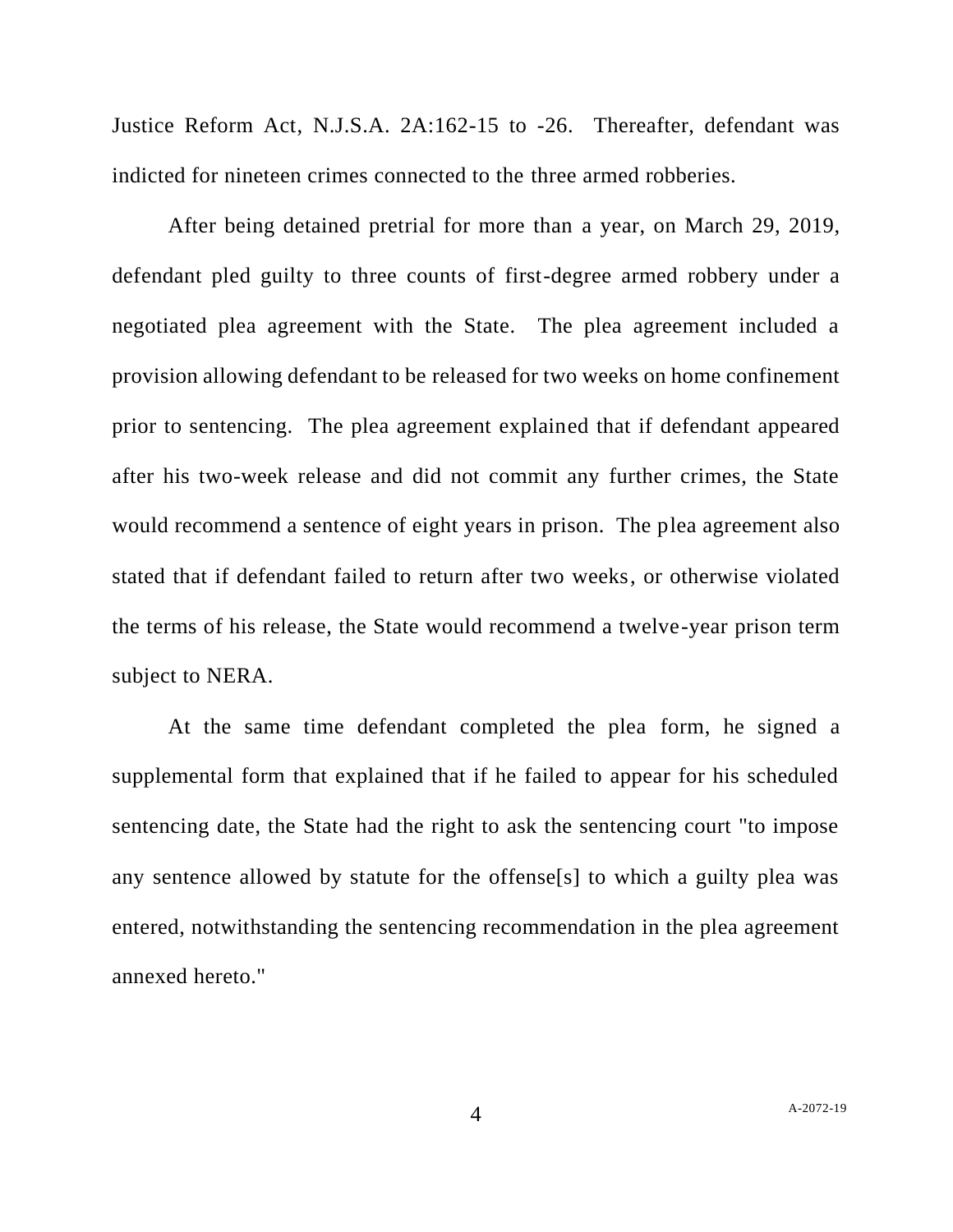Justice Reform Act, N.J.S.A. 2A:162-15 to -26. Thereafter, defendant was indicted for nineteen crimes connected to the three armed robberies.

After being detained pretrial for more than a year, on March 29, 2019, defendant pled guilty to three counts of first-degree armed robbery under a negotiated plea agreement with the State. The plea agreement included a provision allowing defendant to be released for two weeks on home confinement prior to sentencing. The plea agreement explained that if defendant appeared after his two-week release and did not commit any further crimes, the State would recommend a sentence of eight years in prison. The plea agreement also stated that if defendant failed to return after two weeks, or otherwise violated the terms of his release, the State would recommend a twelve-year prison term subject to NERA.

At the same time defendant completed the plea form, he signed a supplemental form that explained that if he failed to appear for his scheduled sentencing date, the State had the right to ask the sentencing court "to impose any sentence allowed by statute for the offense[s] to which a guilty plea was entered, notwithstanding the sentencing recommendation in the plea agreement annexed hereto."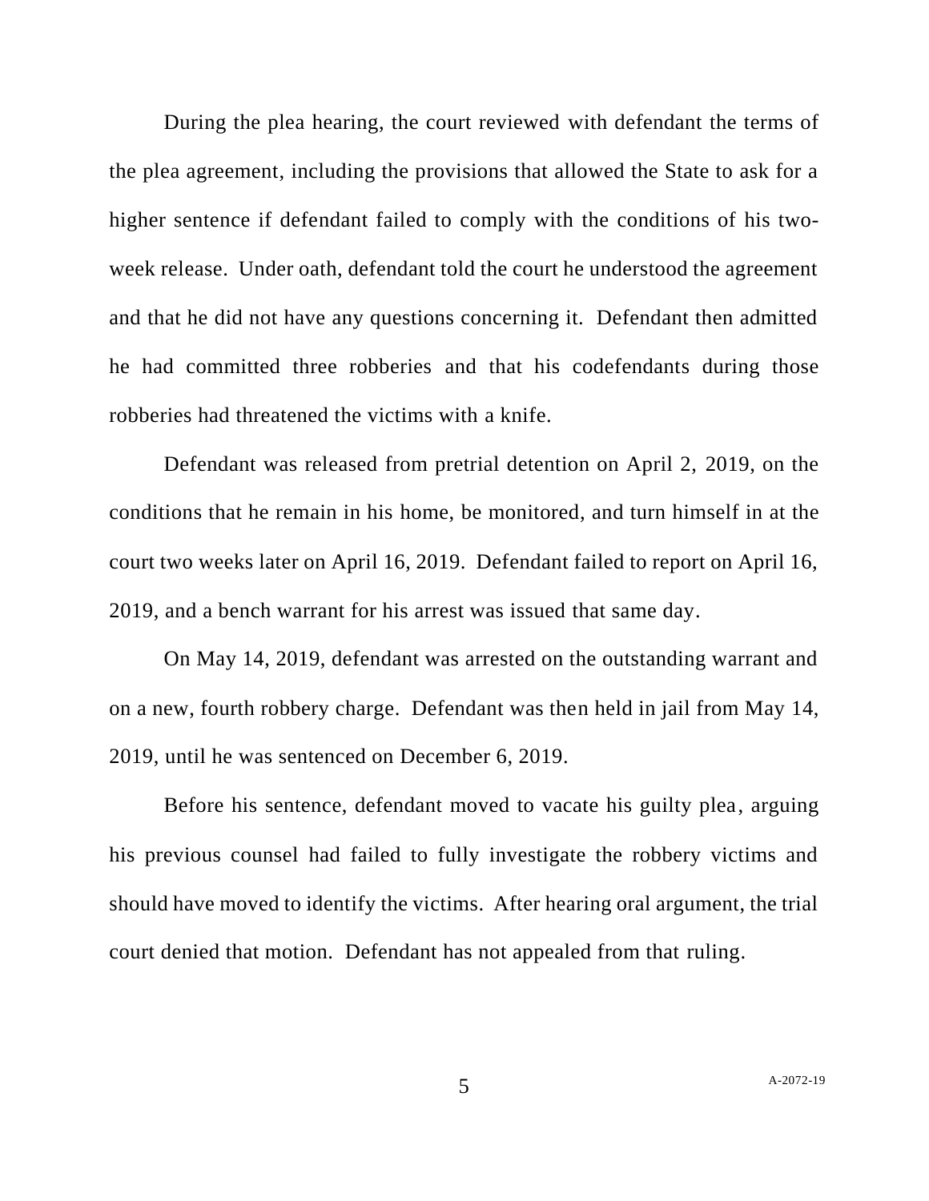During the plea hearing, the court reviewed with defendant the terms of the plea agreement, including the provisions that allowed the State to ask for a higher sentence if defendant failed to comply with the conditions of his two-week release. Under oath, defendant told the court he understood the agreement and that he did not have any questions concerning it. Defendant then admitted he had committed three robberies and that his codefendants during those robberies had threatened the victims with a knife.

Defendant was released from pretrial detention on April 2, 2019, on the conditions that he remain in his home, be monitored, and turn himself in at the court two weeks later on April 16, 2019. Defendant failed to report on April 16, 2019, and a bench warrant for his arrest was issued that same day.

On May 14, 2019, defendant was arrested on the outstanding warrant and on a new, fourth robbery charge. Defendant was then held in jail from May 14, 2019, until he was sentenced on December 6, 2019.

Before his sentence, defendant moved to vacate his guilty plea, arguing his previous counsel had failed to fully investigate the robbery victims and should have moved to identify the victims. After hearing oral argument, the trial court denied that motion. Defendant has not appealed from that ruling.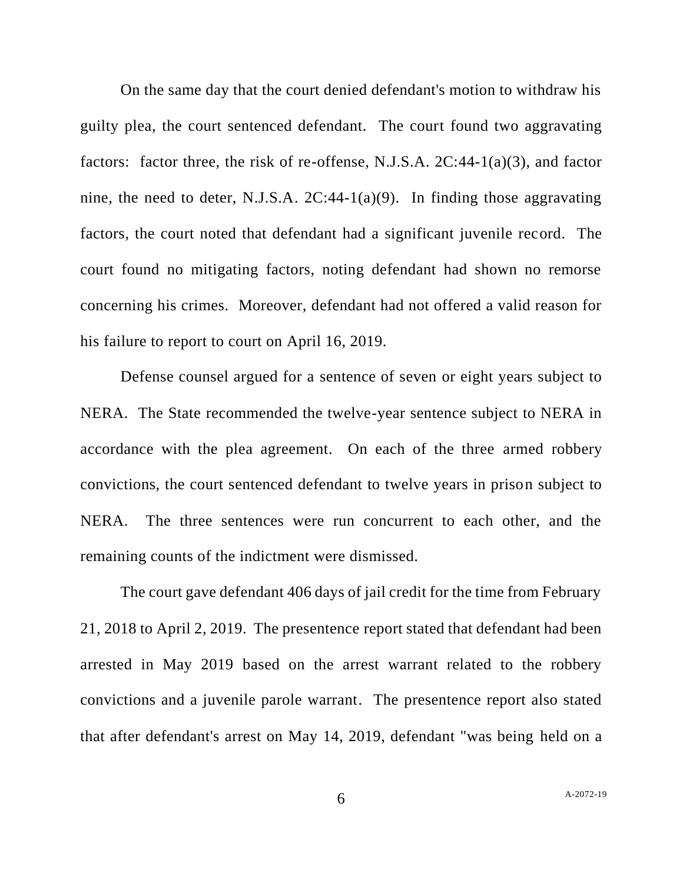On the same day that the court denied defendant's motion to withdraw his guilty plea, the court sentenced defendant. The court found two aggravating factors: factor three, the risk of re-offense, N.J.S.A. 2C:44-1(a)(3), and factor nine, the need to deter, N.J.S.A. 2C:44-1(a)(9). In finding those aggravating factors, the court noted that defendant had a significant juvenile record. The court found no mitigating factors, noting defendant had shown no remorse concerning his crimes. Moreover, defendant had not offered a valid reason for his failure to report to court on April 16, 2019.

Defense counsel argued for a sentence of seven or eight years subject to NERA. The State recommended the twelve-year sentence subject to NERA in accordance with the plea agreement. On each of the three armed robbery convictions, the court sentenced defendant to twelve years in prison subject to NERA. The three sentences were run concurrent to each other, and the remaining counts of the indictment were dismissed.

The court gave defendant 406 days of jail credit for the time from February 21, 2018 to April 2, 2019. The presentence report stated that defendant had been arrested in May 2019 based on the arrest warrant related to the robbery convictions and a juvenile parole warrant. The presentence report also stated that after defendant's arrest on May 14, 2019, defendant "was being held on a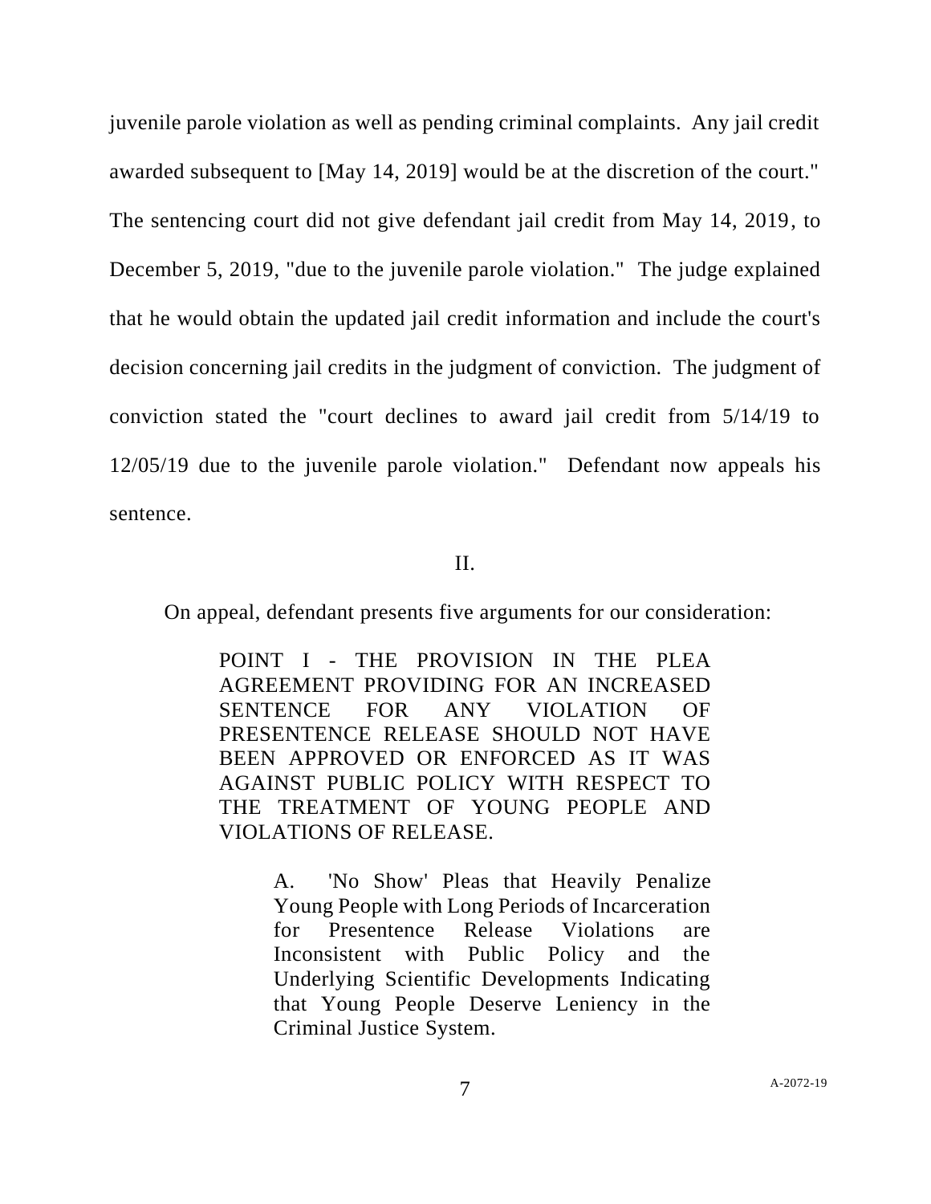juvenile parole violation as well as pending criminal complaints. Any jail credit awarded subsequent to [May 14, 2019] would be at the discretion of the court." The sentencing court did not give defendant jail credit from May 14, 2019, to December 5, 2019, "due to the juvenile parole violation." The judge explained that he would obtain the updated jail credit information and include the court's decision concerning jail credits in the judgment of conviction. The judgment of conviction stated the "court declines to award jail credit from 5/14/19 to 12/05/19 due to the juvenile parole violation." Defendant now appeals his sentence.

## II.

On appeal, defendant presents five arguments for our consideration:

> POINT I - THE PROVISION IN THE PLEA AGREEMENT PROVIDING FOR AN INCREASED SENTENCE FOR ANY VIOLATION OF PRESENTENCE RELEASE SHOULD NOT HAVE BEEN APPROVED OR ENFORCED AS IT WAS AGAINST PUBLIC POLICY WITH RESPECT TO THE TREATMENT OF YOUNG PEOPLE AND VIOLATIONS OF RELEASE.
>
> > A. 'No Show' Pleas that Heavily Penalize Young People with Long Periods of Incarceration for Presentence Release Violations are Inconsistent with Public Policy and the Underlying Scientific Developments Indicating that Young People Deserve Leniency in the Criminal Justice System.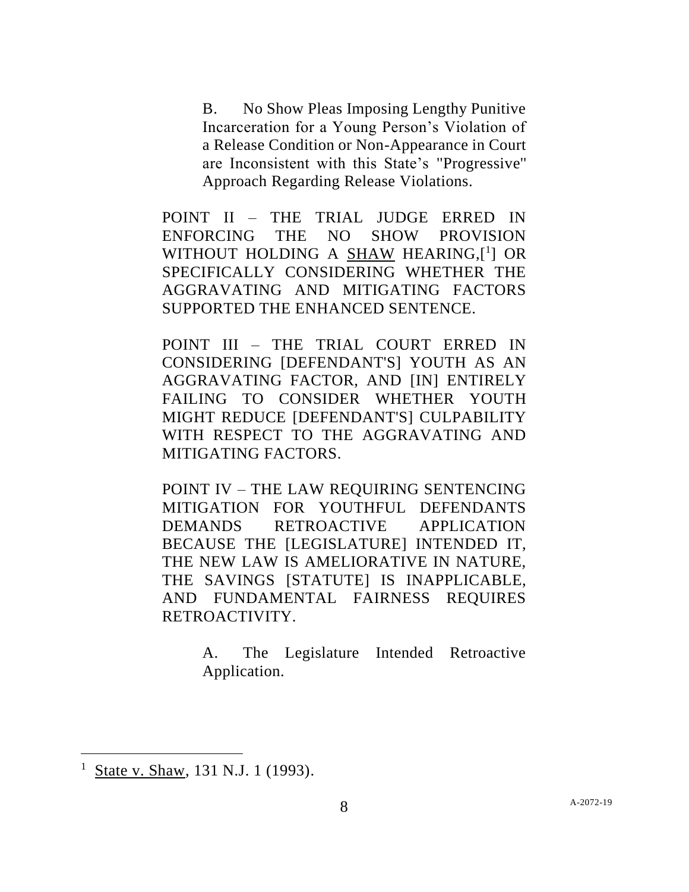B. No Show Pleas Imposing Lengthy Punitive Incarceration for a Young Person's Violation of a Release Condition or Non-Appearance in Court are Inconsistent with this State's "Progressive" Approach Regarding Release Violations.

POINT II – THE TRIAL JUDGE ERRED IN ENFORCING THE NO SHOW PROVISION WITHOUT HOLDING A SHAW HEARING,[1] OR SPECIFICALLY CONSIDERING WHETHER THE AGGRAVATING AND MITIGATING FACTORS SUPPORTED THE ENHANCED SENTENCE.

POINT III – THE TRIAL COURT ERRED IN CONSIDERING [DEFENDANT'S] YOUTH AS AN AGGRAVATING FACTOR, AND [IN] ENTIRELY FAILING TO CONSIDER WHETHER YOUTH MIGHT REDUCE [DEFENDANT'S] CULPABILITY WITH RESPECT TO THE AGGRAVATING AND MITIGATING FACTORS.

POINT IV – THE LAW REQUIRING SENTENCING MITIGATION FOR YOUTHFUL DEFENDANTS DEMANDS RETROACTIVE APPLICATION BECAUSE THE [LEGISLATURE] INTENDED IT, THE NEW LAW IS AMELIORATIVE IN NATURE, THE SAVINGS [STATUTE] IS INAPPLICABLE, AND FUNDAMENTAL FAIRNESS REQUIRES RETROACTIVITY.

A. The Legislature Intended Retroactive Application.

---

[1] State v. Shaw, 131 N.J. 1 (1993).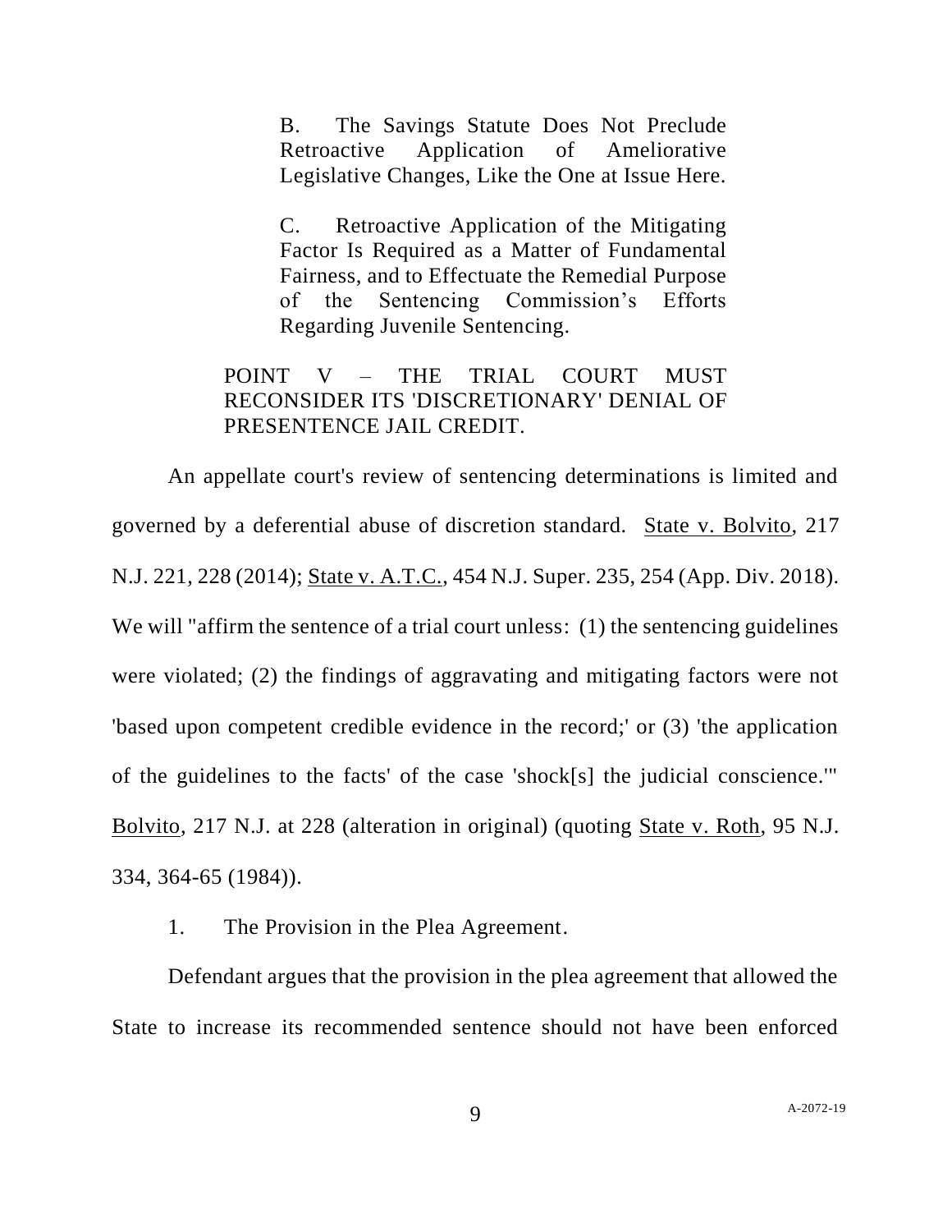B. The Savings Statute Does Not Preclude Retroactive Application of Ameliorative Legislative Changes, Like the One at Issue Here.

C. Retroactive Application of the Mitigating Factor Is Required as a Matter of Fundamental Fairness, and to Effectuate the Remedial Purpose of the Sentencing Commission's Efforts Regarding Juvenile Sentencing.

POINT V – THE TRIAL COURT MUST RECONSIDER ITS 'DISCRETIONARY' DENIAL OF PRESENTENCE JAIL CREDIT.

An appellate court's review of sentencing determinations is limited and governed by a deferential abuse of discretion standard. State v. Bolvito, 217 N.J. 221, 228 (2014); State v. A.T.C., 454 N.J. Super. 235, 254 (App. Div. 2018). We will "affirm the sentence of a trial court unless: (1) the sentencing guidelines were violated; (2) the findings of aggravating and mitigating factors were not 'based upon competent credible evidence in the record;' or (3) 'the application of the guidelines to the facts' of the case 'shock[s] the judicial conscience.'" Bolvito, 217 N.J. at 228 (alteration in original) (quoting State v. Roth, 95 N.J. 334, 364-65 (1984)).

1. The Provision in the Plea Agreement.

Defendant argues that the provision in the plea agreement that allowed the State to increase its recommended sentence should not have been enforced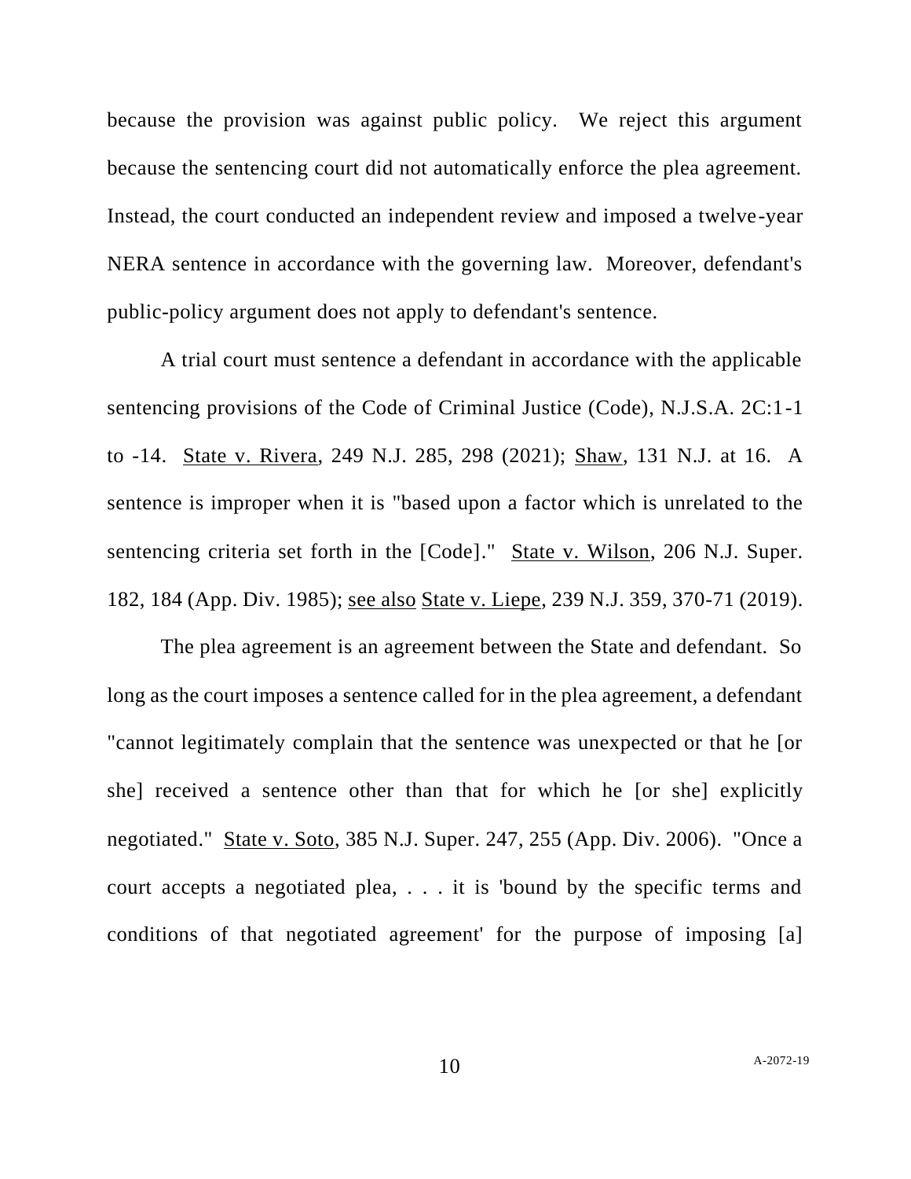because the provision was against public policy. We reject this argument because the sentencing court did not automatically enforce the plea agreement. Instead, the court conducted an independent review and imposed a twelve-year NERA sentence in accordance with the governing law. Moreover, defendant's public-policy argument does not apply to defendant's sentence.

A trial court must sentence a defendant in accordance with the applicable sentencing provisions of the Code of Criminal Justice (Code), N.J.S.A. 2C:1-1 to -14. State v. Rivera, 249 N.J. 285, 298 (2021); Shaw, 131 N.J. at 16. A sentence is improper when it is "based upon a factor which is unrelated to the sentencing criteria set forth in the [Code]." State v. Wilson, 206 N.J. Super. 182, 184 (App. Div. 1985); see also State v. Liepe, 239 N.J. 359, 370-71 (2019).

The plea agreement is an agreement between the State and defendant. So long as the court imposes a sentence called for in the plea agreement, a defendant "cannot legitimately complain that the sentence was unexpected or that he [or she] received a sentence other than that for which he [or she] explicitly negotiated." State v. Soto, 385 N.J. Super. 247, 255 (App. Div. 2006). "Once a court accepts a negotiated plea, . . . it is 'bound by the specific terms and conditions of that negotiated agreement' for the purpose of imposing [a]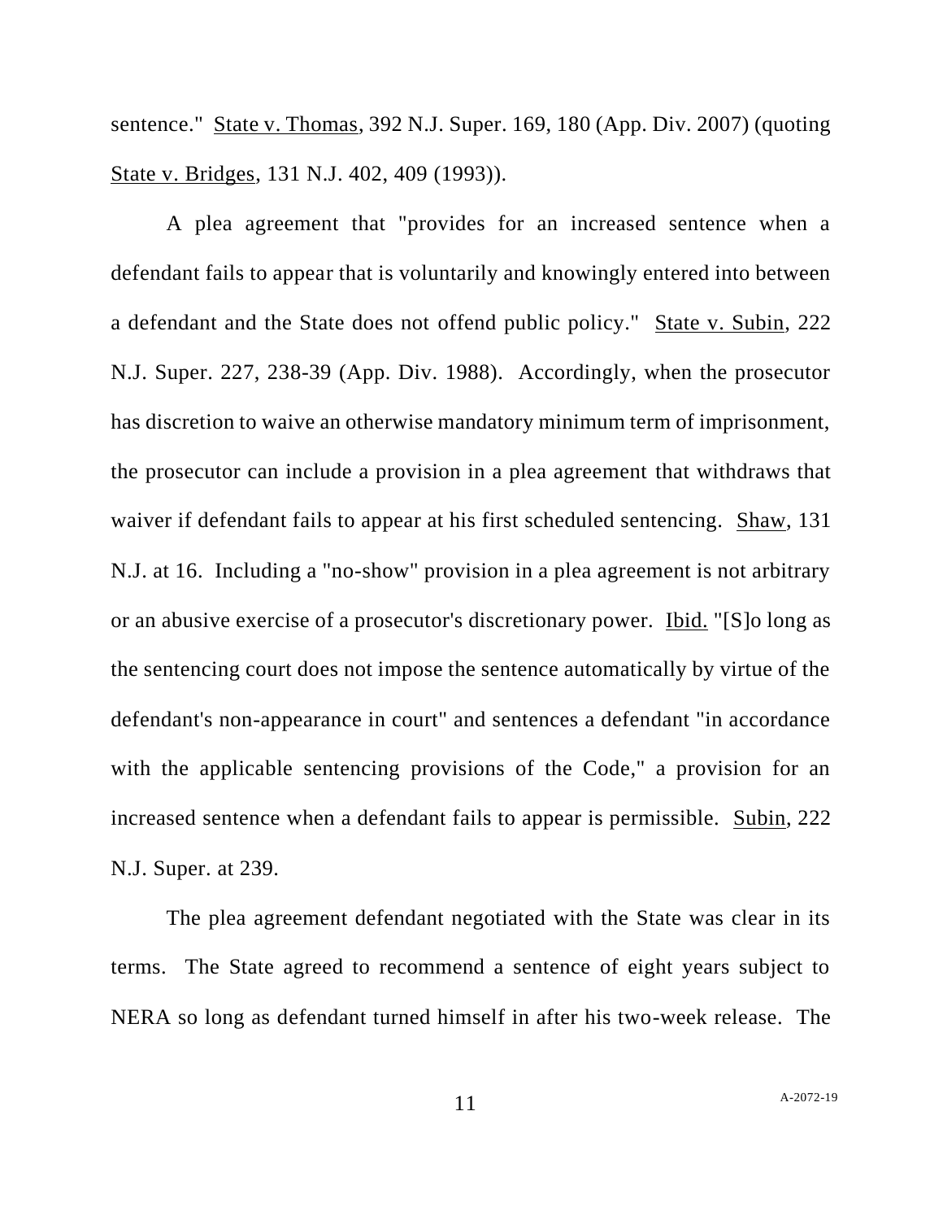sentence." State v. Thomas, 392 N.J. Super. 169, 180 (App. Div. 2007) (quoting State v. Bridges, 131 N.J. 402, 409 (1993)).

A plea agreement that "provides for an increased sentence when a defendant fails to appear that is voluntarily and knowingly entered into between a defendant and the State does not offend public policy." State v. Subin, 222 N.J. Super. 227, 238-39 (App. Div. 1988). Accordingly, when the prosecutor has discretion to waive an otherwise mandatory minimum term of imprisonment, the prosecutor can include a provision in a plea agreement that withdraws that waiver if defendant fails to appear at his first scheduled sentencing. Shaw, 131 N.J. at 16. Including a "no-show" provision in a plea agreement is not arbitrary or an abusive exercise of a prosecutor's discretionary power. Ibid. "[S]o long as the sentencing court does not impose the sentence automatically by virtue of the defendant's non-appearance in court" and sentences a defendant "in accordance with the applicable sentencing provisions of the Code," a provision for an increased sentence when a defendant fails to appear is permissible. Subin, 222 N.J. Super. at 239.

The plea agreement defendant negotiated with the State was clear in its terms. The State agreed to recommend a sentence of eight years subject to NERA so long as defendant turned himself in after his two-week release. The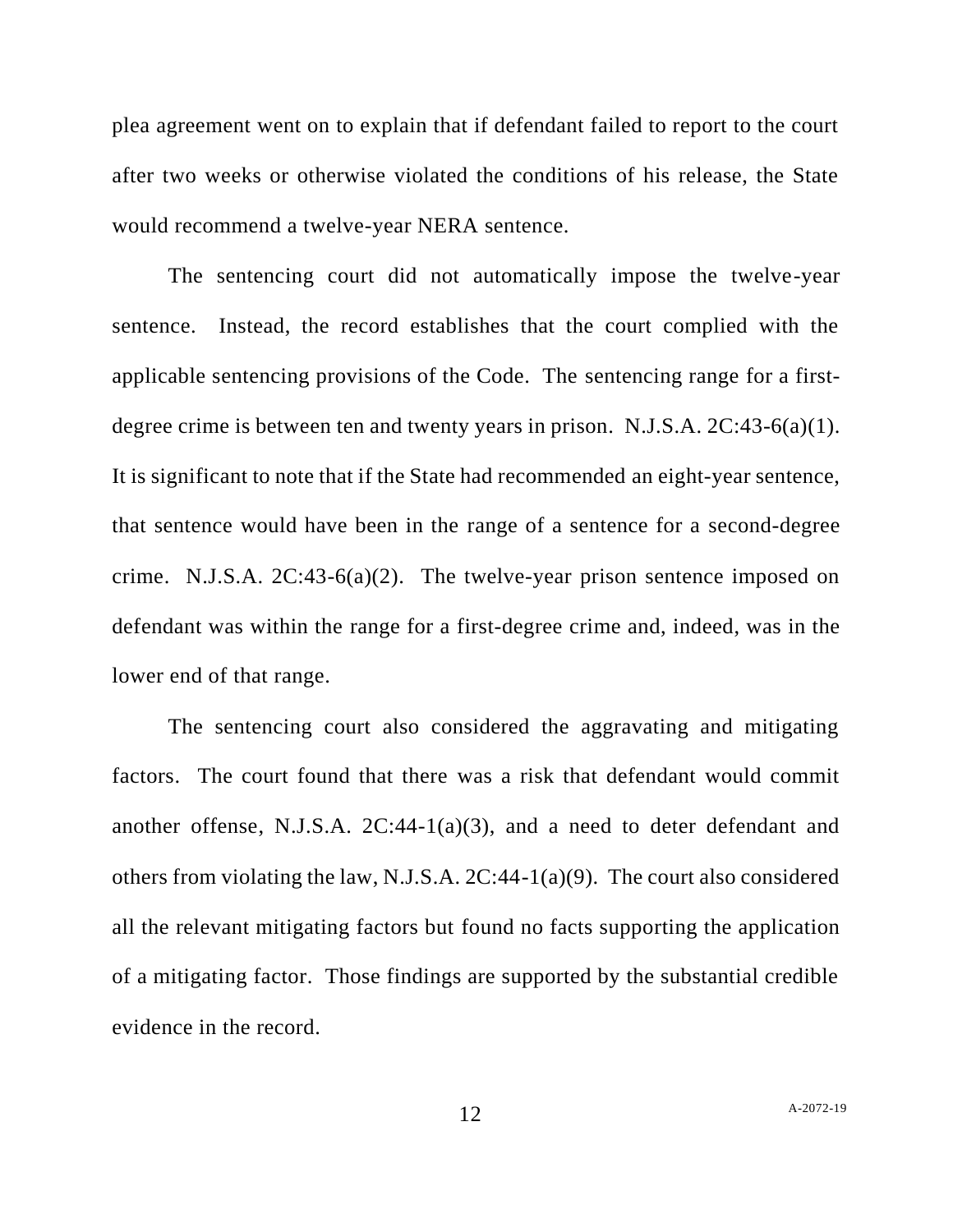plea agreement went on to explain that if defendant failed to report to the court after two weeks or otherwise violated the conditions of his release, the State would recommend a twelve-year NERA sentence.

The sentencing court did not automatically impose the twelve-year sentence. Instead, the record establishes that the court complied with the applicable sentencing provisions of the Code. The sentencing range for a first-degree crime is between ten and twenty years in prison. N.J.S.A. 2C:43-6(a)(1). It is significant to note that if the State had recommended an eight-year sentence, that sentence would have been in the range of a sentence for a second-degree crime. N.J.S.A. 2C:43-6(a)(2). The twelve-year prison sentence imposed on defendant was within the range for a first-degree crime and, indeed, was in the lower end of that range.

The sentencing court also considered the aggravating and mitigating factors. The court found that there was a risk that defendant would commit another offense, N.J.S.A. 2C:44-1(a)(3), and a need to deter defendant and others from violating the law, N.J.S.A. 2C:44-1(a)(9). The court also considered all the relevant mitigating factors but found no facts supporting the application of a mitigating factor. Those findings are supported by the substantial credible evidence in the record.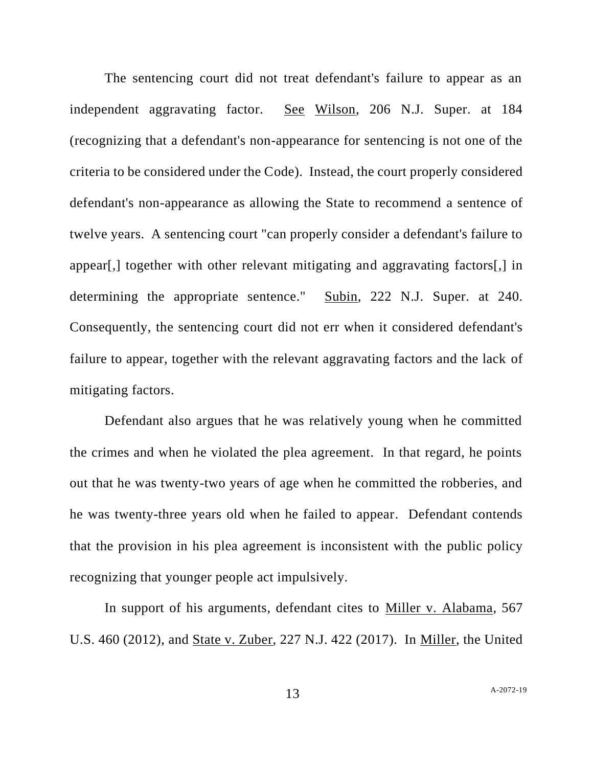The sentencing court did not treat defendant's failure to appear as an independent aggravating factor. See Wilson, 206 N.J. Super. at 184 (recognizing that a defendant's non-appearance for sentencing is not one of the criteria to be considered under the Code). Instead, the court properly considered defendant's non-appearance as allowing the State to recommend a sentence of twelve years. A sentencing court "can properly consider a defendant's failure to appear[,] together with other relevant mitigating and aggravating factors[,] in determining the appropriate sentence." Subin, 222 N.J. Super. at 240. Consequently, the sentencing court did not err when it considered defendant's failure to appear, together with the relevant aggravating factors and the lack of mitigating factors.

Defendant also argues that he was relatively young when he committed the crimes and when he violated the plea agreement. In that regard, he points out that he was twenty-two years of age when he committed the robberies, and he was twenty-three years old when he failed to appear. Defendant contends that the provision in his plea agreement is inconsistent with the public policy recognizing that younger people act impulsively.

In support of his arguments, defendant cites to Miller v. Alabama, 567 U.S. 460 (2012), and State v. Zuber, 227 N.J. 422 (2017). In Miller, the United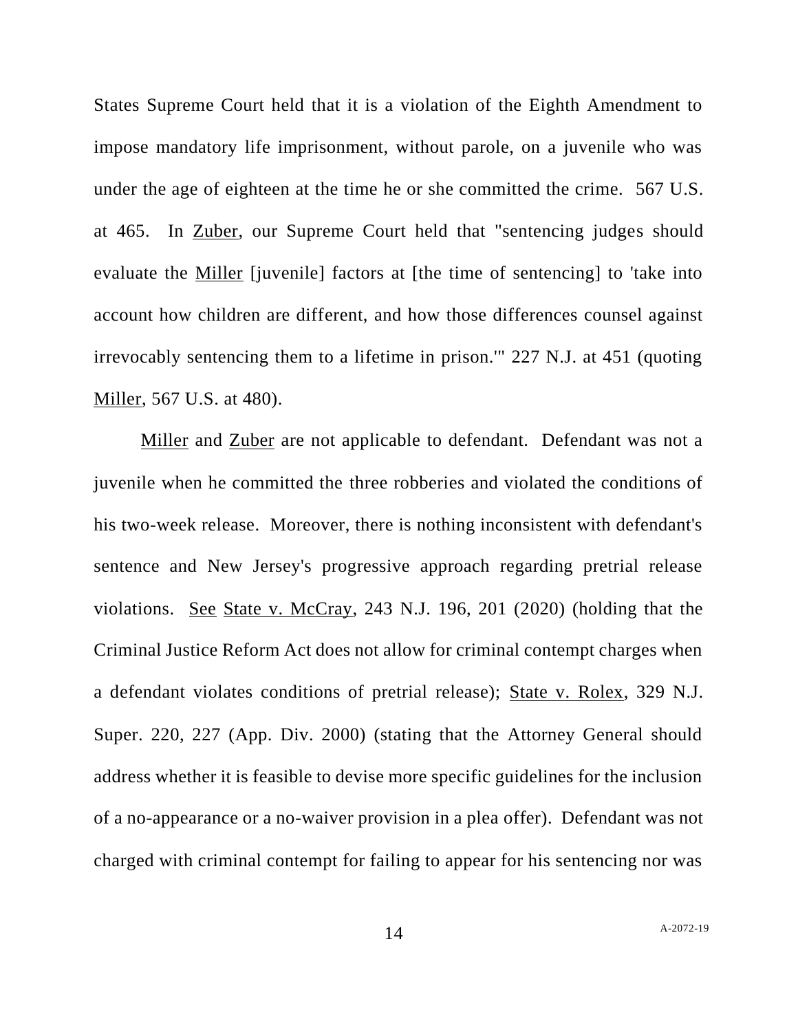States Supreme Court held that it is a violation of the Eighth Amendment to impose mandatory life imprisonment, without parole, on a juvenile who was under the age of eighteen at the time he or she committed the crime. 567 U.S. at 465. In Zuber, our Supreme Court held that "sentencing judges should evaluate the Miller [juvenile] factors at [the time of sentencing] to 'take into account how children are different, and how those differences counsel against irrevocably sentencing them to a lifetime in prison.'" 227 N.J. at 451 (quoting Miller, 567 U.S. at 480).

Miller and Zuber are not applicable to defendant. Defendant was not a juvenile when he committed the three robberies and violated the conditions of his two-week release. Moreover, there is nothing inconsistent with defendant's sentence and New Jersey's progressive approach regarding pretrial release violations. See State v. McCray, 243 N.J. 196, 201 (2020) (holding that the Criminal Justice Reform Act does not allow for criminal contempt charges when a defendant violates conditions of pretrial release); State v. Rolex, 329 N.J. Super. 220, 227 (App. Div. 2000) (stating that the Attorney General should address whether it is feasible to devise more specific guidelines for the inclusion of a no-appearance or a no-waiver provision in a plea offer). Defendant was not charged with criminal contempt for failing to appear for his sentencing nor was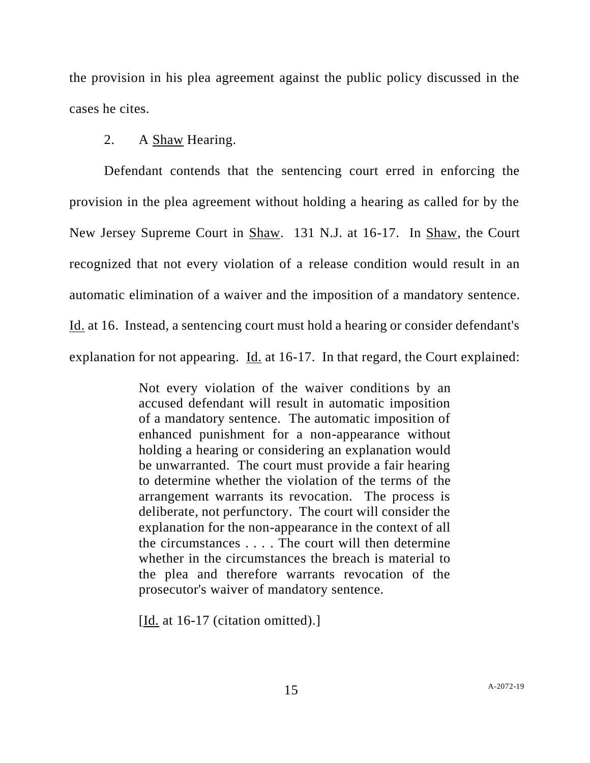the provision in his plea agreement against the public policy discussed in the cases he cites.

2. A Shaw Hearing.

Defendant contends that the sentencing court erred in enforcing the provision in the plea agreement without holding a hearing as called for by the New Jersey Supreme Court in Shaw. 131 N.J. at 16-17. In Shaw, the Court recognized that not every violation of a release condition would result in an automatic elimination of a waiver and the imposition of a mandatory sentence. Id. at 16. Instead, a sentencing court must hold a hearing or consider defendant's explanation for not appearing. Id. at 16-17. In that regard, the Court explained:

> Not every violation of the waiver conditions by an accused defendant will result in automatic imposition of a mandatory sentence. The automatic imposition of enhanced punishment for a non-appearance without holding a hearing or considering an explanation would be unwarranted. The court must provide a fair hearing to determine whether the violation of the terms of the arrangement warrants its revocation. The process is deliberate, not perfunctory. The court will consider the explanation for the non-appearance in the context of all the circumstances . . . . The court will then determine whether in the circumstances the breach is material to the plea and therefore warrants revocation of the prosecutor's waiver of mandatory sentence.
>
> [Id. at 16-17 (citation omitted).]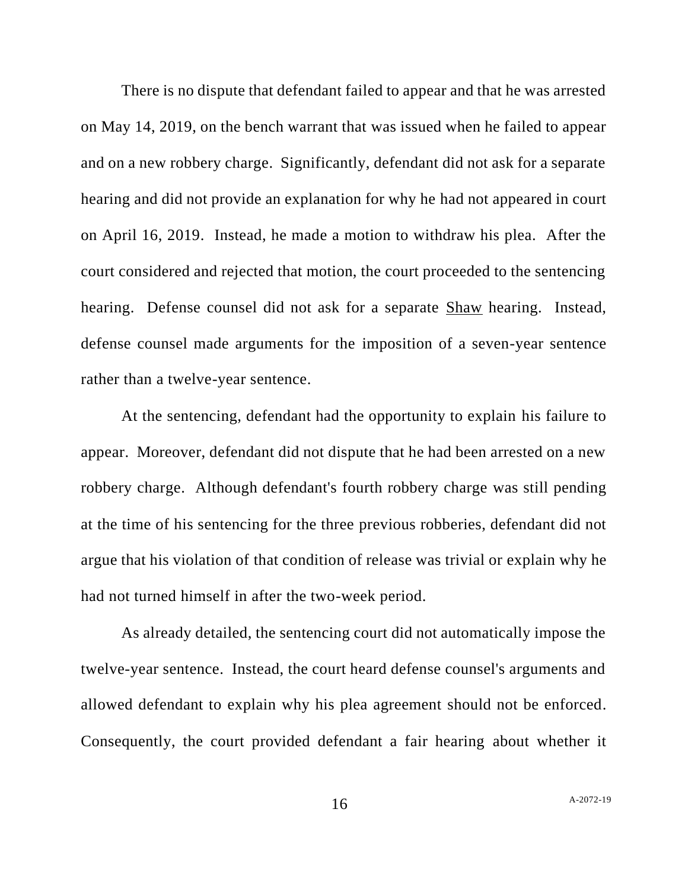There is no dispute that defendant failed to appear and that he was arrested on May 14, 2019, on the bench warrant that was issued when he failed to appear and on a new robbery charge. Significantly, defendant did not ask for a separate hearing and did not provide an explanation for why he had not appeared in court on April 16, 2019. Instead, he made a motion to withdraw his plea. After the court considered and rejected that motion, the court proceeded to the sentencing hearing. Defense counsel did not ask for a separate Shaw hearing. Instead, defense counsel made arguments for the imposition of a seven-year sentence rather than a twelve-year sentence.

At the sentencing, defendant had the opportunity to explain his failure to appear. Moreover, defendant did not dispute that he had been arrested on a new robbery charge. Although defendant's fourth robbery charge was still pending at the time of his sentencing for the three previous robberies, defendant did not argue that his violation of that condition of release was trivial or explain why he had not turned himself in after the two-week period.

As already detailed, the sentencing court did not automatically impose the twelve-year sentence. Instead, the court heard defense counsel's arguments and allowed defendant to explain why his plea agreement should not be enforced. Consequently, the court provided defendant a fair hearing about whether it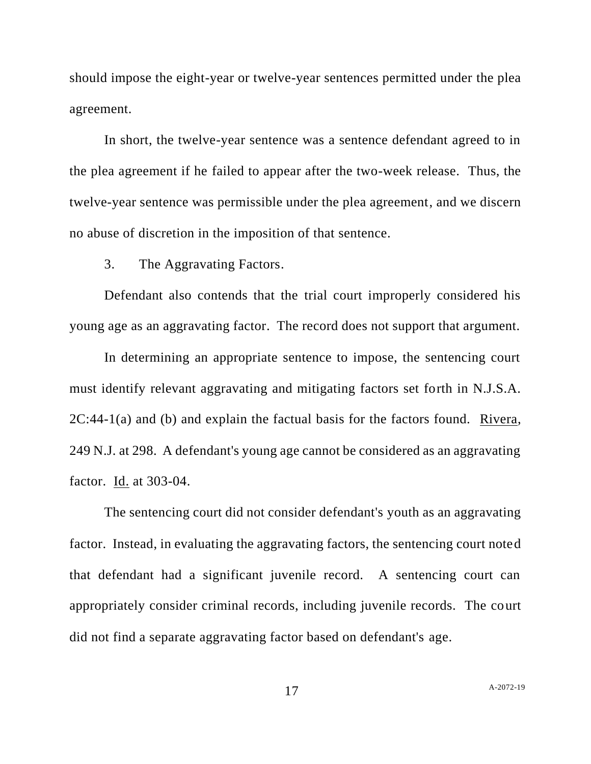should impose the eight-year or twelve-year sentences permitted under the plea agreement.

In short, the twelve-year sentence was a sentence defendant agreed to in the plea agreement if he failed to appear after the two-week release. Thus, the twelve-year sentence was permissible under the plea agreement, and we discern no abuse of discretion in the imposition of that sentence.

3. The Aggravating Factors.

Defendant also contends that the trial court improperly considered his young age as an aggravating factor. The record does not support that argument.

In determining an appropriate sentence to impose, the sentencing court must identify relevant aggravating and mitigating factors set forth in N.J.S.A. 2C:44-1(a) and (b) and explain the factual basis for the factors found. Rivera, 249 N.J. at 298. A defendant's young age cannot be considered as an aggravating factor. Id. at 303-04.

The sentencing court did not consider defendant's youth as an aggravating factor. Instead, in evaluating the aggravating factors, the sentencing court noted that defendant had a significant juvenile record. A sentencing court can appropriately consider criminal records, including juvenile records. The court did not find a separate aggravating factor based on defendant's age.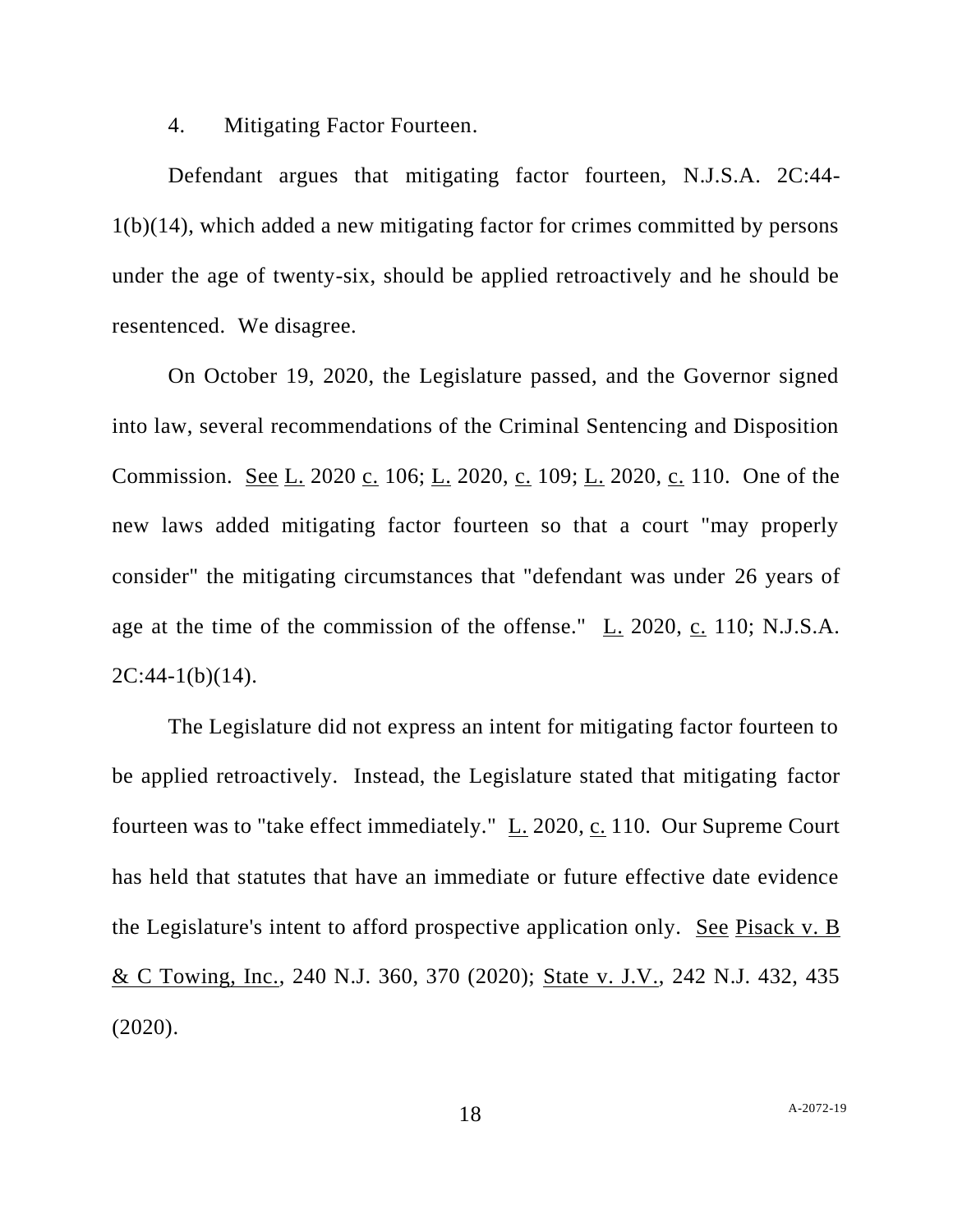4. Mitigating Factor Fourteen.

Defendant argues that mitigating factor fourteen, N.J.S.A. 2C:44-1(b)(14), which added a new mitigating factor for crimes committed by persons under the age of twenty-six, should be applied retroactively and he should be resentenced. We disagree.

On October 19, 2020, the Legislature passed, and the Governor signed into law, several recommendations of the Criminal Sentencing and Disposition Commission. See L. 2020 c. 106; L. 2020, c. 109; L. 2020, c. 110. One of the new laws added mitigating factor fourteen so that a court "may properly consider" the mitigating circumstances that "defendant was under 26 years of age at the time of the commission of the offense." L. 2020, c. 110; N.J.S.A. 2C:44-1(b)(14).

The Legislature did not express an intent for mitigating factor fourteen to be applied retroactively. Instead, the Legislature stated that mitigating factor fourteen was to "take effect immediately." L. 2020, c. 110. Our Supreme Court has held that statutes that have an immediate or future effective date evidence the Legislature's intent to afford prospective application only. See Pisack v. B & C Towing, Inc., 240 N.J. 360, 370 (2020); State v. J.V., 242 N.J. 432, 435 (2020).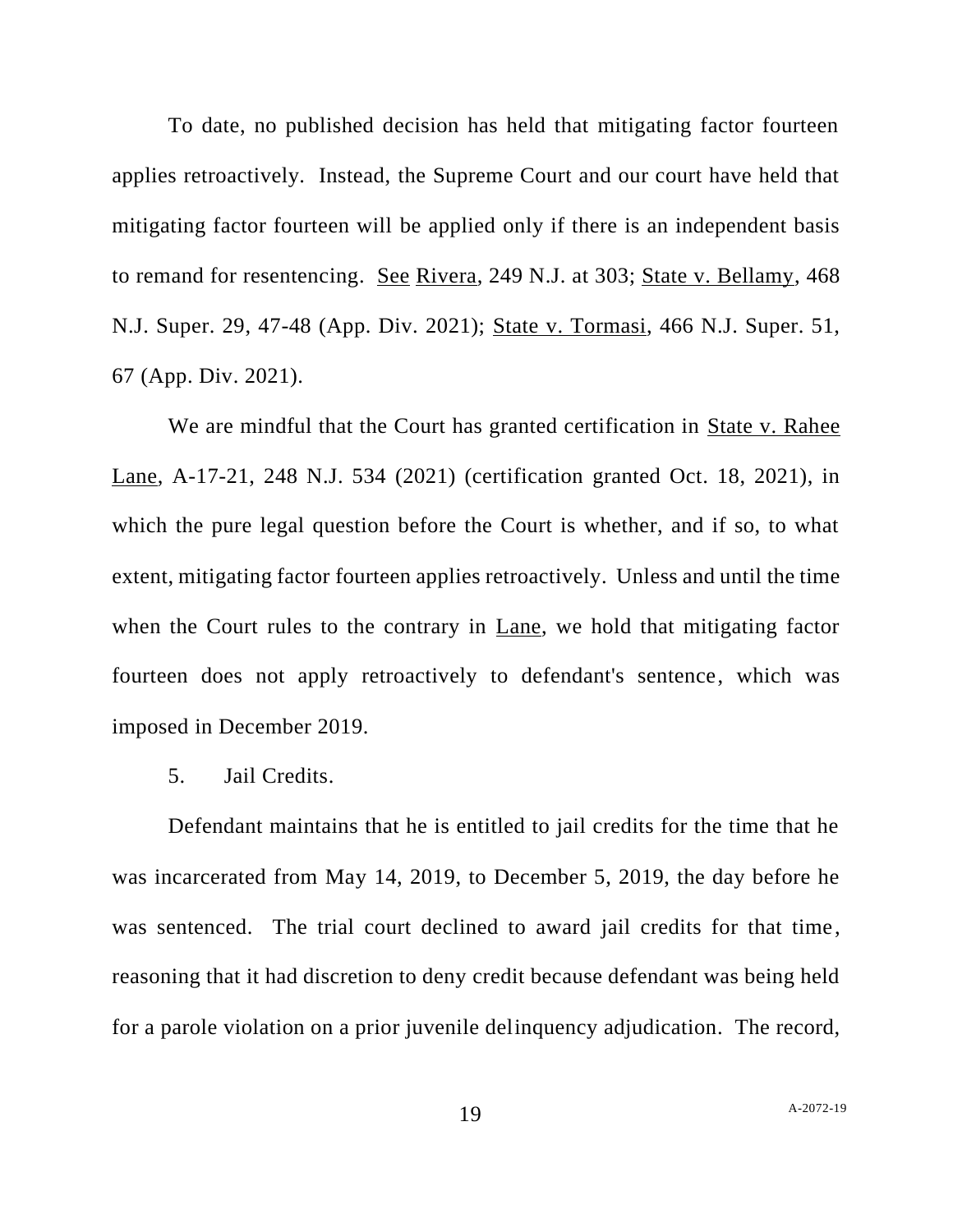To date, no published decision has held that mitigating factor fourteen applies retroactively. Instead, the Supreme Court and our court have held that mitigating factor fourteen will be applied only if there is an independent basis to remand for resentencing. See Rivera, 249 N.J. at 303; State v. Bellamy, 468 N.J. Super. 29, 47-48 (App. Div. 2021); State v. Tormasi, 466 N.J. Super. 51, 67 (App. Div. 2021).

We are mindful that the Court has granted certification in State v. Rahee Lane, A-17-21, 248 N.J. 534 (2021) (certification granted Oct. 18, 2021), in which the pure legal question before the Court is whether, and if so, to what extent, mitigating factor fourteen applies retroactively. Unless and until the time when the Court rules to the contrary in Lane, we hold that mitigating factor fourteen does not apply retroactively to defendant's sentence, which was imposed in December 2019.

5. Jail Credits.

Defendant maintains that he is entitled to jail credits for the time that he was incarcerated from May 14, 2019, to December 5, 2019, the day before he was sentenced. The trial court declined to award jail credits for that time, reasoning that it had discretion to deny credit because defendant was being held for a parole violation on a prior juvenile delinquency adjudication. The record,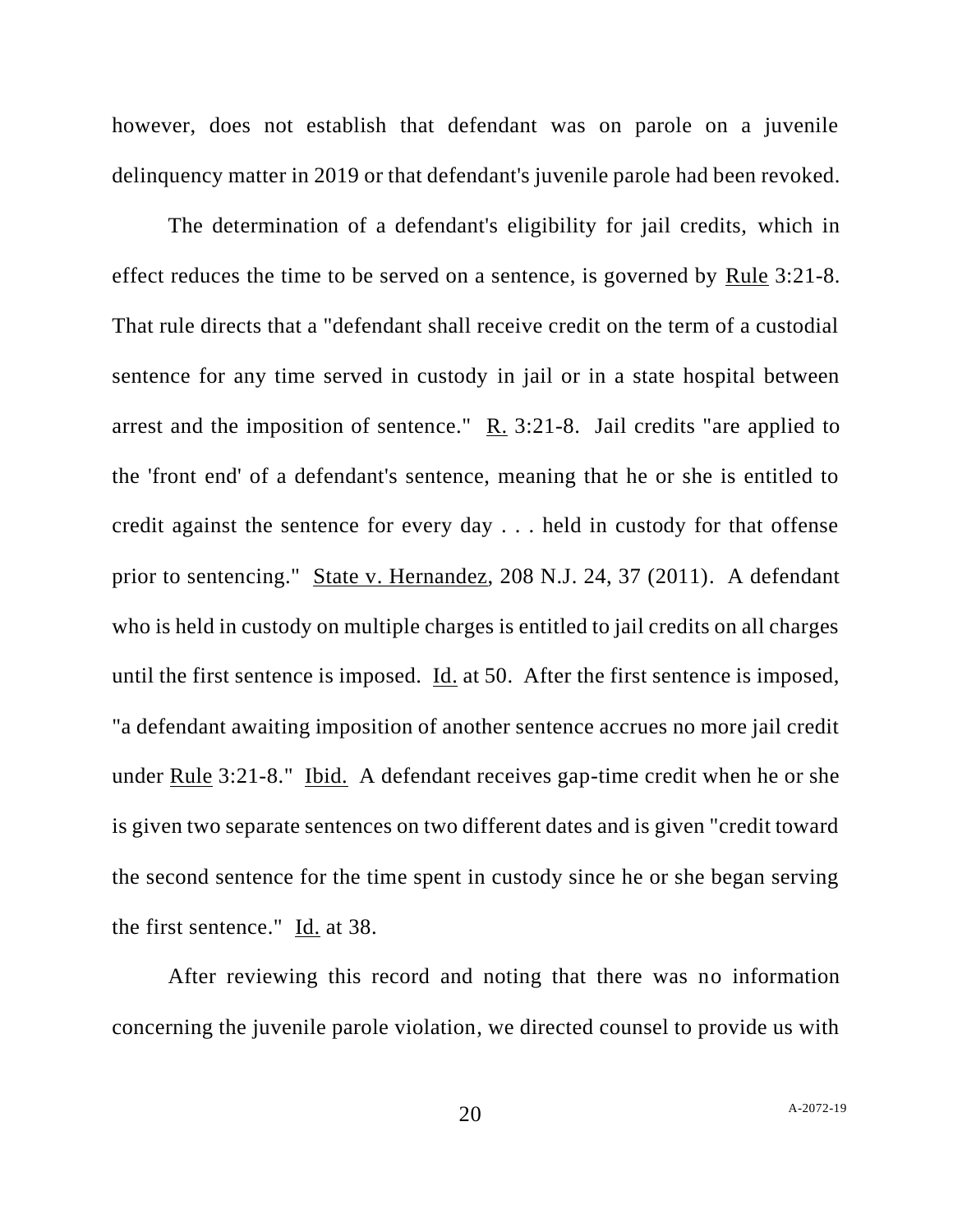however, does not establish that defendant was on parole on a juvenile delinquency matter in 2019 or that defendant's juvenile parole had been revoked.

The determination of a defendant's eligibility for jail credits, which in effect reduces the time to be served on a sentence, is governed by Rule 3:21-8. That rule directs that a "defendant shall receive credit on the term of a custodial sentence for any time served in custody in jail or in a state hospital between arrest and the imposition of sentence." R. 3:21-8. Jail credits "are applied to the 'front end' of a defendant's sentence, meaning that he or she is entitled to credit against the sentence for every day . . . held in custody for that offense prior to sentencing." State v. Hernandez, 208 N.J. 24, 37 (2011). A defendant who is held in custody on multiple charges is entitled to jail credits on all charges until the first sentence is imposed. Id. at 50. After the first sentence is imposed, "a defendant awaiting imposition of another sentence accrues no more jail credit under Rule 3:21-8." Ibid. A defendant receives gap-time credit when he or she is given two separate sentences on two different dates and is given "credit toward the second sentence for the time spent in custody since he or she began serving the first sentence." Id. at 38.

After reviewing this record and noting that there was no information concerning the juvenile parole violation, we directed counsel to provide us with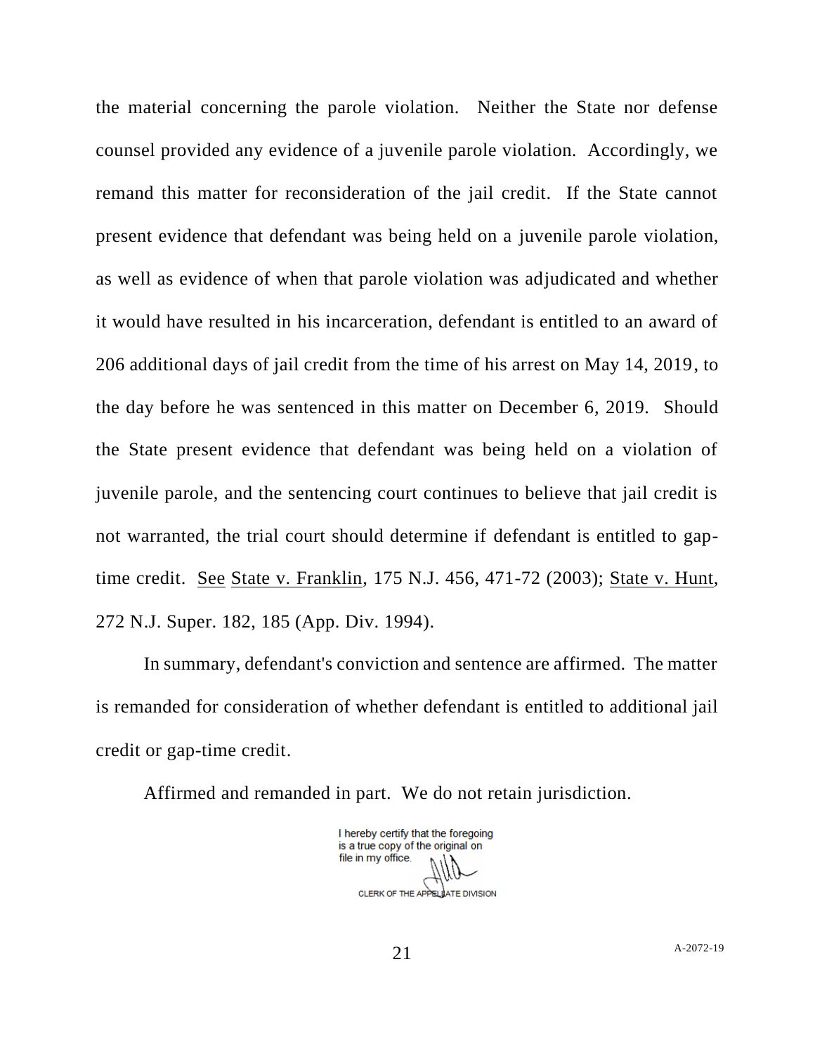the material concerning the parole violation. Neither the State nor defense counsel provided any evidence of a juvenile parole violation. Accordingly, we remand this matter for reconsideration of the jail credit. If the State cannot present evidence that defendant was being held on a juvenile parole violation, as well as evidence of when that parole violation was adjudicated and whether it would have resulted in his incarceration, defendant is entitled to an award of 206 additional days of jail credit from the time of his arrest on May 14, 2019, to the day before he was sentenced in this matter on December 6, 2019. Should the State present evidence that defendant was being held on a violation of juvenile parole, and the sentencing court continues to believe that jail credit is not warranted, the trial court should determine if defendant is entitled to gap-time credit. See State v. Franklin, 175 N.J. 456, 471-72 (2003); State v. Hunt, 272 N.J. Super. 182, 185 (App. Div. 1994).

In summary, defendant's conviction and sentence are affirmed. The matter is remanded for consideration of whether defendant is entitled to additional jail credit or gap-time credit.

Affirmed and remanded in part. We do not retain jurisdiction.

I hereby certify that the foregoing is a true copy of the original on file in my office.

CLERK OF THE APPELLATE DIVISION